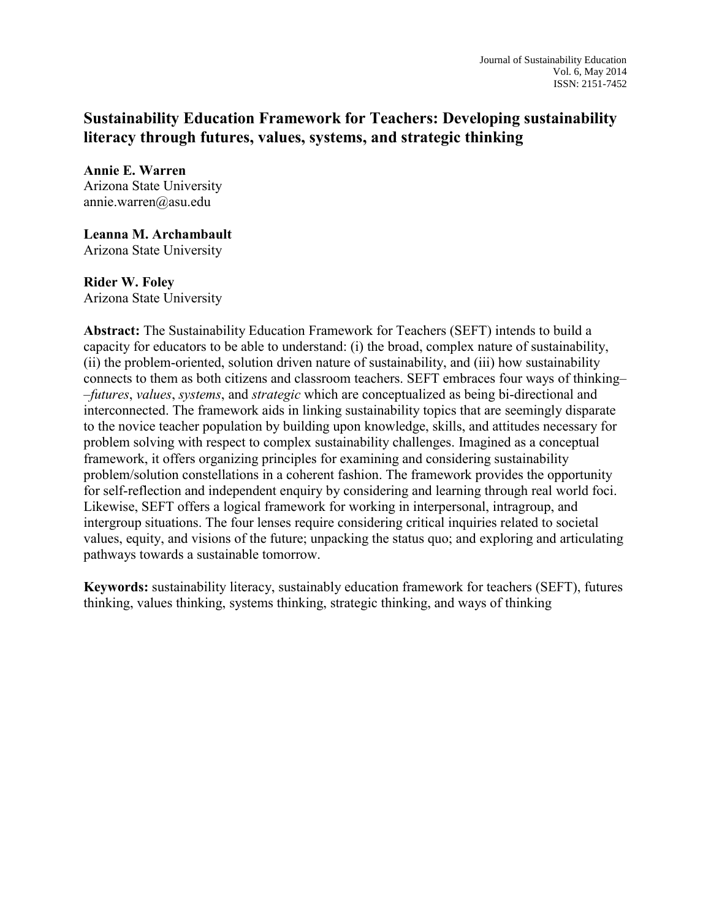# Sustainability Education Framework for Teachers: Developing sustainability literacy through futures, values, systems, and strategic thinking

**Annie E. Warren**
Arizona State University
annie.warren@asu.edu

**Leanna M. Archambault**
Arizona State University

**Rider W. Foley**
Arizona State University

**Abstract:** The Sustainability Education Framework for Teachers (SEFT) intends to build a capacity for educators to be able to understand: (i) the broad, complex nature of sustainability, (ii) the problem-oriented, solution driven nature of sustainability, and (iii) how sustainability connects to them as both citizens and classroom teachers. SEFT embraces four ways of thinking––*futures*, *values*, *systems*, and *strategic* which are conceptualized as being bi-directional and interconnected. The framework aids in linking sustainability topics that are seemingly disparate to the novice teacher population by building upon knowledge, skills, and attitudes necessary for problem solving with respect to complex sustainability challenges. Imagined as a conceptual framework, it offers organizing principles for examining and considering sustainability problem/solution constellations in a coherent fashion. The framework provides the opportunity for self-reflection and independent enquiry by considering and learning through real world foci. Likewise, SEFT offers a logical framework for working in interpersonal, intragroup, and intergroup situations. The four lenses require considering critical inquiries related to societal values, equity, and visions of the future; unpacking the status quo; and exploring and articulating pathways towards a sustainable tomorrow.

**Keywords:** sustainability literacy, sustainably education framework for teachers (SEFT), futures thinking, values thinking, systems thinking, strategic thinking, and ways of thinking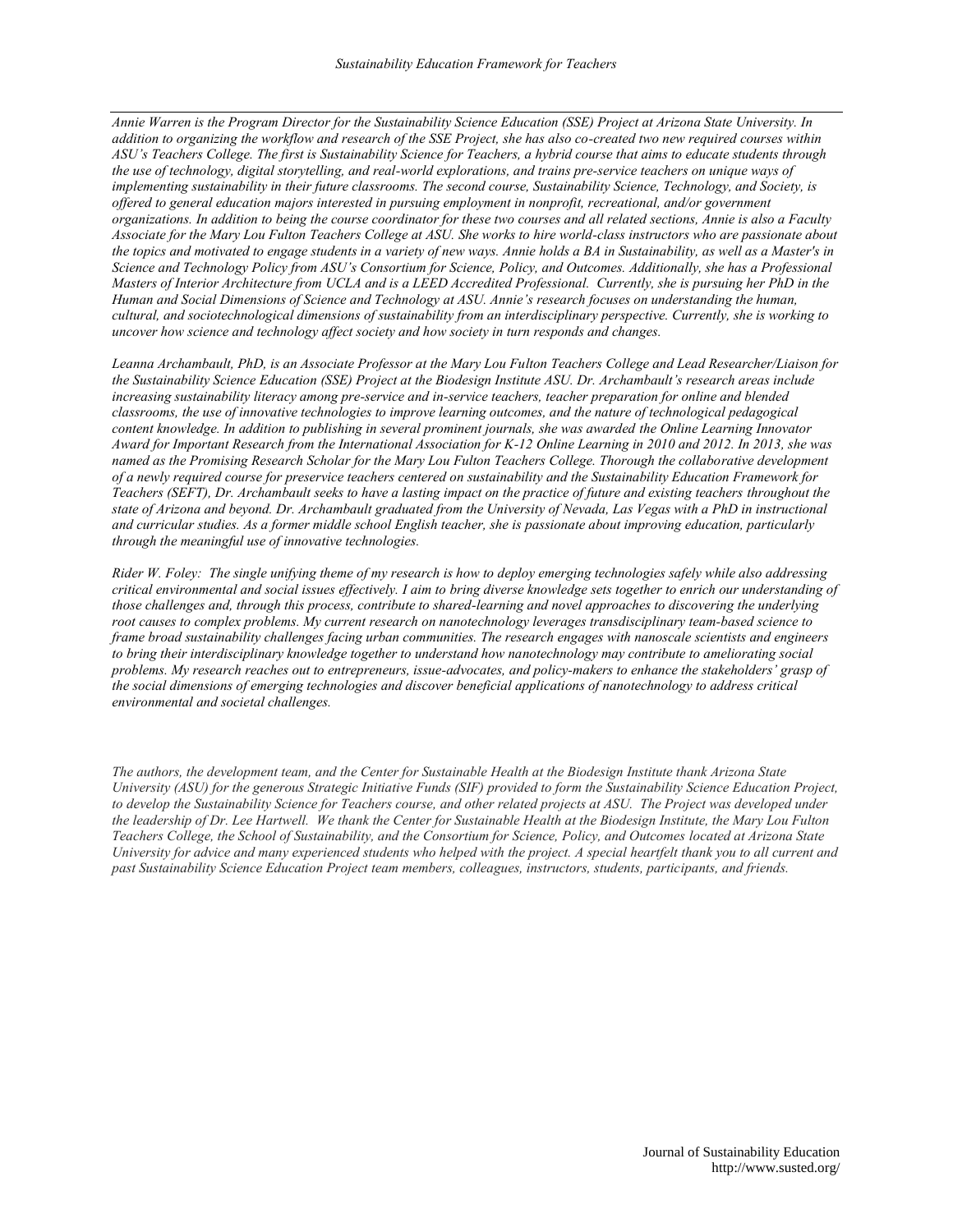*Annie Warren is the Program Director for the Sustainability Science Education (SSE) Project at Arizona State University. In addition to organizing the workflow and research of the SSE Project, she has also co-created two new required courses within ASU's Teachers College. The first is Sustainability Science for Teachers, a hybrid course that aims to educate students through the use of technology, digital storytelling, and real-world explorations, and trains pre-service teachers on unique ways of implementing sustainability in their future classrooms. The second course, Sustainability Science, Technology, and Society, is offered to general education majors interested in pursuing employment in nonprofit, recreational, and/or government organizations. In addition to being the course coordinator for these two courses and all related sections, Annie is also a Faculty Associate for the Mary Lou Fulton Teachers College at ASU. She works to hire world-class instructors who are passionate about the topics and motivated to engage students in a variety of new ways. Annie holds a BA in Sustainability, as well as a Master's in Science and Technology Policy from ASU's Consortium for Science, Policy, and Outcomes. Additionally, she has a Professional Masters of Interior Architecture from UCLA and is a LEED Accredited Professional. Currently, she is pursuing her PhD in the Human and Social Dimensions of Science and Technology at ASU. Annie's research focuses on understanding the human, cultural, and sociotechnological dimensions of sustainability from an interdisciplinary perspective. Currently, she is working to uncover how science and technology affect society and how society in turn responds and changes.*

*Leanna Archambault, PhD, is an Associate Professor at the Mary Lou Fulton Teachers College and Lead Researcher/Liaison for the Sustainability Science Education (SSE) Project at the Biodesign Institute ASU. Dr. Archambault's research areas include increasing sustainability literacy among pre-service and in-service teachers, teacher preparation for online and blended classrooms, the use of innovative technologies to improve learning outcomes, and the nature of technological pedagogical content knowledge. In addition to publishing in several prominent journals, she was awarded the Online Learning Innovator Award for Important Research from the International Association for K-12 Online Learning in 2010 and 2012. In 2013, she was named as the Promising Research Scholar for the Mary Lou Fulton Teachers College. Thorough the collaborative development of a newly required course for preservice teachers centered on sustainability and the Sustainability Education Framework for Teachers (SEFT), Dr. Archambault seeks to have a lasting impact on the practice of future and existing teachers throughout the state of Arizona and beyond. Dr. Archambault graduated from the University of Nevada, Las Vegas with a PhD in instructional and curricular studies. As a former middle school English teacher, she is passionate about improving education, particularly through the meaningful use of innovative technologies.*

*Rider W. Foley: The single unifying theme of my research is how to deploy emerging technologies safely while also addressing critical environmental and social issues effectively. I aim to bring diverse knowledge sets together to enrich our understanding of those challenges and, through this process, contribute to shared-learning and novel approaches to discovering the underlying root causes to complex problems. My current research on nanotechnology leverages transdisciplinary team-based science to frame broad sustainability challenges facing urban communities. The research engages with nanoscale scientists and engineers to bring their interdisciplinary knowledge together to understand how nanotechnology may contribute to ameliorating social problems. My research reaches out to entrepreneurs, issue-advocates, and policy-makers to enhance the stakeholders' grasp of the social dimensions of emerging technologies and discover beneficial applications of nanotechnology to address critical environmental and societal challenges.*

*The authors, the development team, and the Center for Sustainable Health at the Biodesign Institute thank Arizona State University (ASU) for the generous Strategic Initiative Funds (SIF) provided to form the Sustainability Science Education Project, to develop the Sustainability Science for Teachers course, and other related projects at ASU. The Project was developed under the leadership of Dr. Lee Hartwell. We thank the Center for Sustainable Health at the Biodesign Institute, the Mary Lou Fulton Teachers College, the School of Sustainability, and the Consortium for Science, Policy, and Outcomes located at Arizona State University for advice and many experienced students who helped with the project. A special heartfelt thank you to all current and past Sustainability Science Education Project team members, colleagues, instructors, students, participants, and friends.*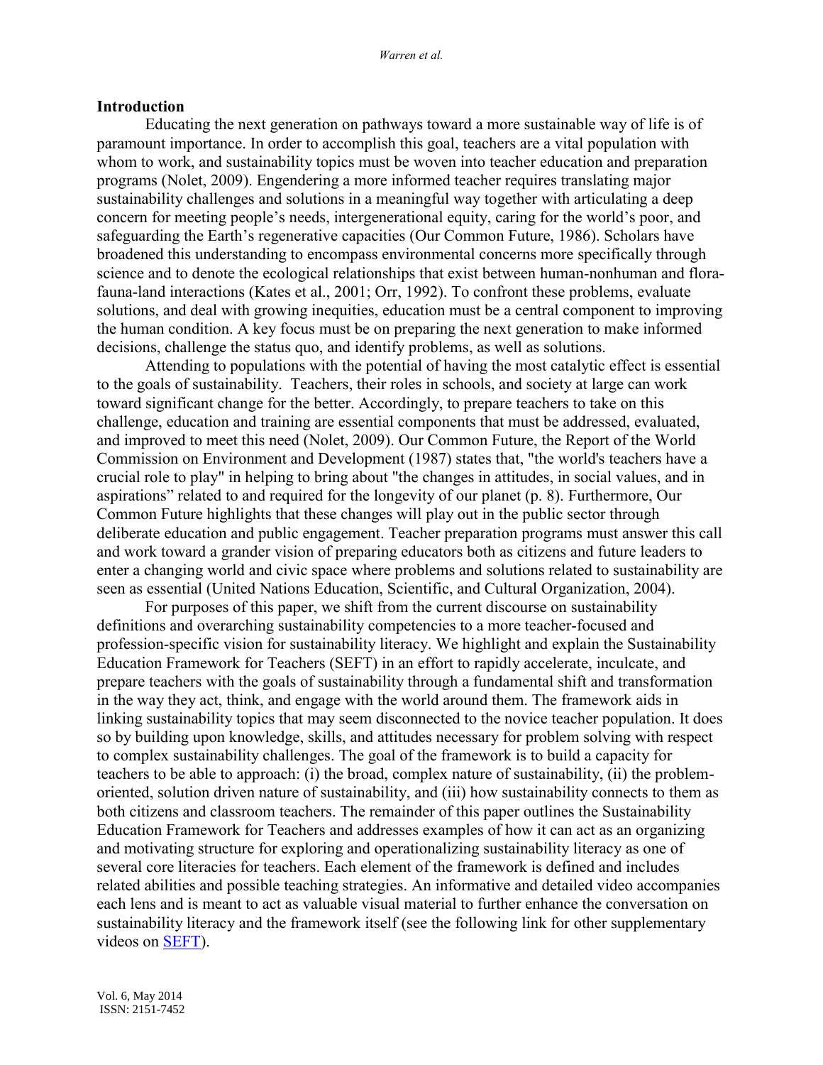## Introduction

Educating the next generation on pathways toward a more sustainable way of life is of paramount importance. In order to accomplish this goal, teachers are a vital population with whom to work, and sustainability topics must be woven into teacher education and preparation programs (Nolet, 2009). Engendering a more informed teacher requires translating major sustainability challenges and solutions in a meaningful way together with articulating a deep concern for meeting people's needs, intergenerational equity, caring for the world's poor, and safeguarding the Earth's regenerative capacities (Our Common Future, 1986). Scholars have broadened this understanding to encompass environmental concerns more specifically through science and to denote the ecological relationships that exist between human-nonhuman and flora-fauna-land interactions (Kates et al., 2001; Orr, 1992). To confront these problems, evaluate solutions, and deal with growing inequities, education must be a central component to improving the human condition. A key focus must be on preparing the next generation to make informed decisions, challenge the status quo, and identify problems, as well as solutions.

Attending to populations with the potential of having the most catalytic effect is essential to the goals of sustainability. Teachers, their roles in schools, and society at large can work toward significant change for the better. Accordingly, to prepare teachers to take on this challenge, education and training are essential components that must be addressed, evaluated, and improved to meet this need (Nolet, 2009). Our Common Future, the Report of the World Commission on Environment and Development (1987) states that, "the world's teachers have a crucial role to play" in helping to bring about "the changes in attitudes, in social values, and in aspirations" related to and required for the longevity of our planet (p. 8). Furthermore, Our Common Future highlights that these changes will play out in the public sector through deliberate education and public engagement. Teacher preparation programs must answer this call and work toward a grander vision of preparing educators both as citizens and future leaders to enter a changing world and civic space where problems and solutions related to sustainability are seen as essential (United Nations Education, Scientific, and Cultural Organization, 2004).

For purposes of this paper, we shift from the current discourse on sustainability definitions and overarching sustainability competencies to a more teacher-focused and profession-specific vision for sustainability literacy. We highlight and explain the Sustainability Education Framework for Teachers (SEFT) in an effort to rapidly accelerate, inculcate, and prepare teachers with the goals of sustainability through a fundamental shift and transformation in the way they act, think, and engage with the world around them. The framework aids in linking sustainability topics that may seem disconnected to the novice teacher population. It does so by building upon knowledge, skills, and attitudes necessary for problem solving with respect to complex sustainability challenges. The goal of the framework is to build a capacity for teachers to be able to approach: (i) the broad, complex nature of sustainability, (ii) the problem-oriented, solution driven nature of sustainability, and (iii) how sustainability connects to them as both citizens and classroom teachers. The remainder of this paper outlines the Sustainability Education Framework for Teachers and addresses examples of how it can act as an organizing and motivating structure for exploring and operationalizing sustainability literacy as one of several core literacies for teachers. Each element of the framework is defined and includes related abilities and possible teaching strategies. An informative and detailed video accompanies each lens and is meant to act as valuable visual material to further enhance the conversation on sustainability literacy and the framework itself (see the following link for other supplementary videos on SEFT).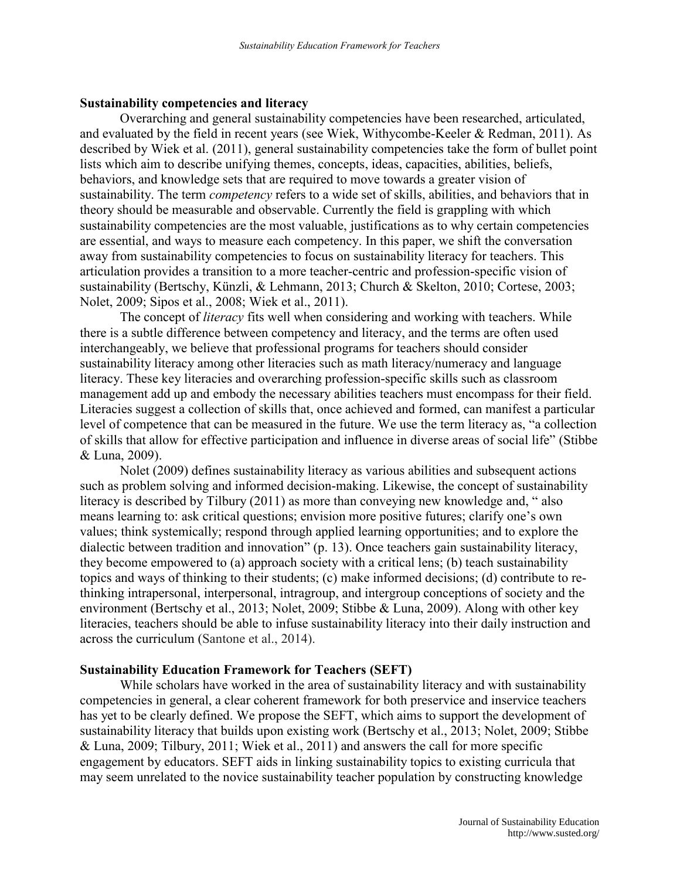## Sustainability competencies and literacy

Overarching and general sustainability competencies have been researched, articulated, and evaluated by the field in recent years (see Wiek, Withycombe-Keeler & Redman, 2011). As described by Wiek et al. (2011), general sustainability competencies take the form of bullet point lists which aim to describe unifying themes, concepts, ideas, capacities, abilities, beliefs, behaviors, and knowledge sets that are required to move towards a greater vision of sustainability. The term *competency* refers to a wide set of skills, abilities, and behaviors that in theory should be measurable and observable. Currently the field is grappling with which sustainability competencies are the most valuable, justifications as to why certain competencies are essential, and ways to measure each competency. In this paper, we shift the conversation away from sustainability competencies to focus on sustainability literacy for teachers. This articulation provides a transition to a more teacher-centric and profession-specific vision of sustainability (Bertschy, Künzli, & Lehmann, 2013; Church & Skelton, 2010; Cortese, 2003; Nolet, 2009; Sipos et al., 2008; Wiek et al., 2011).

The concept of *literacy* fits well when considering and working with teachers. While there is a subtle difference between competency and literacy, and the terms are often used interchangeably, we believe that professional programs for teachers should consider sustainability literacy among other literacies such as math literacy/numeracy and language literacy. These key literacies and overarching profession-specific skills such as classroom management add up and embody the necessary abilities teachers must encompass for their field. Literacies suggest a collection of skills that, once achieved and formed, can manifest a particular level of competence that can be measured in the future. We use the term literacy as, "a collection of skills that allow for effective participation and influence in diverse areas of social life" (Stibbe & Luna, 2009).

Nolet (2009) defines sustainability literacy as various abilities and subsequent actions such as problem solving and informed decision-making. Likewise, the concept of sustainability literacy is described by Tilbury (2011) as more than conveying new knowledge and, " also means learning to: ask critical questions; envision more positive futures; clarify one's own values; think systemically; respond through applied learning opportunities; and to explore the dialectic between tradition and innovation" (p. 13). Once teachers gain sustainability literacy, they become empowered to (a) approach society with a critical lens; (b) teach sustainability topics and ways of thinking to their students; (c) make informed decisions; (d) contribute to re-thinking intrapersonal, interpersonal, intragroup, and intergroup conceptions of society and the environment (Bertschy et al., 2013; Nolet, 2009; Stibbe & Luna, 2009). Along with other key literacies, teachers should be able to infuse sustainability literacy into their daily instruction and across the curriculum (Santone et al., 2014).

## Sustainability Education Framework for Teachers (SEFT)

While scholars have worked in the area of sustainability literacy and with sustainability competencies in general, a clear coherent framework for both preservice and inservice teachers has yet to be clearly defined. We propose the SEFT, which aims to support the development of sustainability literacy that builds upon existing work (Bertschy et al., 2013; Nolet, 2009; Stibbe & Luna, 2009; Tilbury, 2011; Wiek et al., 2011) and answers the call for more specific engagement by educators. SEFT aids in linking sustainability topics to existing curricula that may seem unrelated to the novice sustainability teacher population by constructing knowledge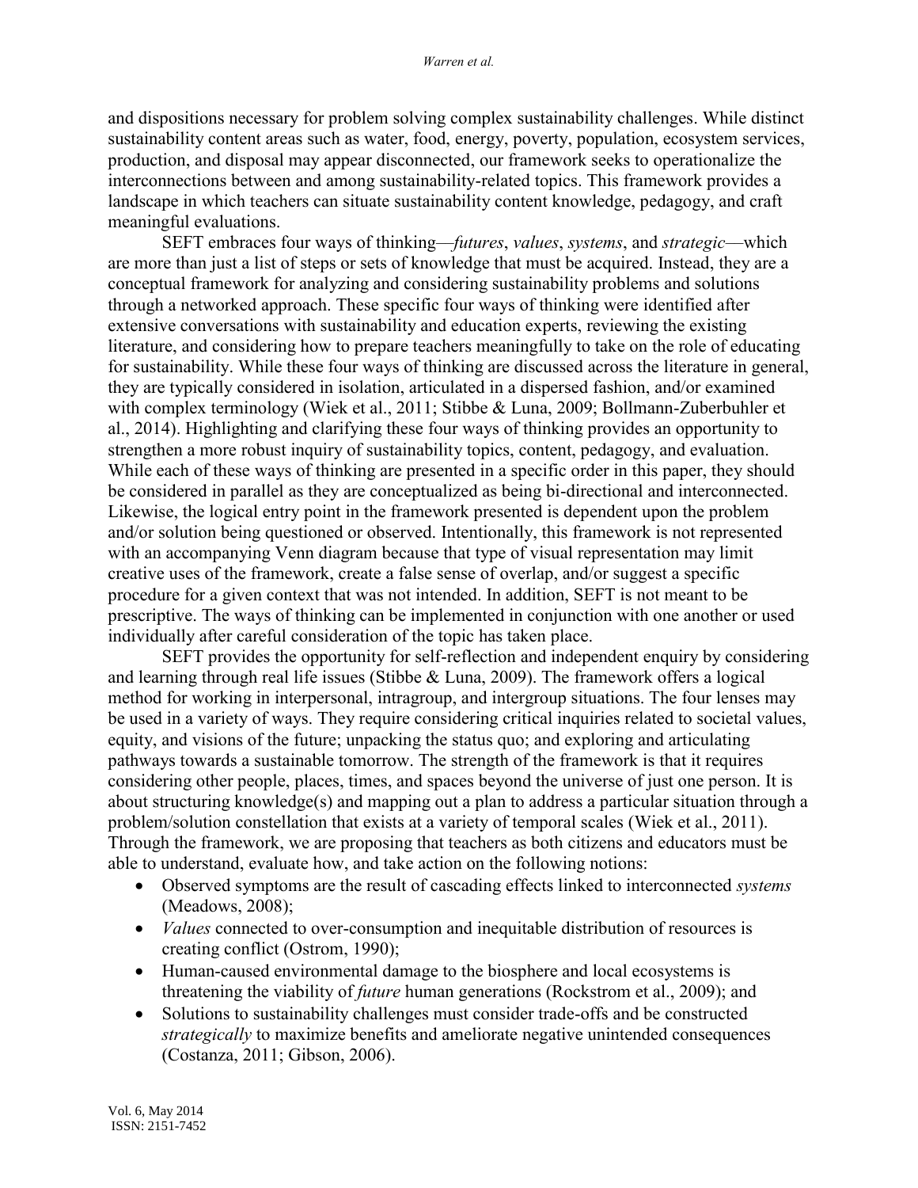and dispositions necessary for problem solving complex sustainability challenges. While distinct sustainability content areas such as water, food, energy, poverty, population, ecosystem services, production, and disposal may appear disconnected, our framework seeks to operationalize the interconnections between and among sustainability-related topics. This framework provides a landscape in which teachers can situate sustainability content knowledge, pedagogy, and craft meaningful evaluations.

SEFT embraces four ways of thinking—*futures*, *values*, *systems*, and *strategic*—which are more than just a list of steps or sets of knowledge that must be acquired. Instead, they are a conceptual framework for analyzing and considering sustainability problems and solutions through a networked approach. These specific four ways of thinking were identified after extensive conversations with sustainability and education experts, reviewing the existing literature, and considering how to prepare teachers meaningfully to take on the role of educating for sustainability. While these four ways of thinking are discussed across the literature in general, they are typically considered in isolation, articulated in a dispersed fashion, and/or examined with complex terminology (Wiek et al., 2011; Stibbe & Luna, 2009; Bollmann-Zuberbuhler et al., 2014). Highlighting and clarifying these four ways of thinking provides an opportunity to strengthen a more robust inquiry of sustainability topics, content, pedagogy, and evaluation. While each of these ways of thinking are presented in a specific order in this paper, they should be considered in parallel as they are conceptualized as being bi-directional and interconnected. Likewise, the logical entry point in the framework presented is dependent upon the problem and/or solution being questioned or observed. Intentionally, this framework is not represented with an accompanying Venn diagram because that type of visual representation may limit creative uses of the framework, create a false sense of overlap, and/or suggest a specific procedure for a given context that was not intended. In addition, SEFT is not meant to be prescriptive. The ways of thinking can be implemented in conjunction with one another or used individually after careful consideration of the topic has taken place.

SEFT provides the opportunity for self-reflection and independent enquiry by considering and learning through real life issues (Stibbe & Luna, 2009). The framework offers a logical method for working in interpersonal, intragroup, and intergroup situations. The four lenses may be used in a variety of ways. They require considering critical inquiries related to societal values, equity, and visions of the future; unpacking the status quo; and exploring and articulating pathways towards a sustainable tomorrow. The strength of the framework is that it requires considering other people, places, times, and spaces beyond the universe of just one person. It is about structuring knowledge(s) and mapping out a plan to address a particular situation through a problem/solution constellation that exists at a variety of temporal scales (Wiek et al., 2011). Through the framework, we are proposing that teachers as both citizens and educators must be able to understand, evaluate how, and take action on the following notions:

- Observed symptoms are the result of cascading effects linked to interconnected *systems* (Meadows, 2008);
- *Values* connected to over-consumption and inequitable distribution of resources is creating conflict (Ostrom, 1990);
- Human-caused environmental damage to the biosphere and local ecosystems is threatening the viability of *future* human generations (Rockstrom et al., 2009); and
- Solutions to sustainability challenges must consider trade-offs and be constructed *strategically* to maximize benefits and ameliorate negative unintended consequences (Costanza, 2011; Gibson, 2006).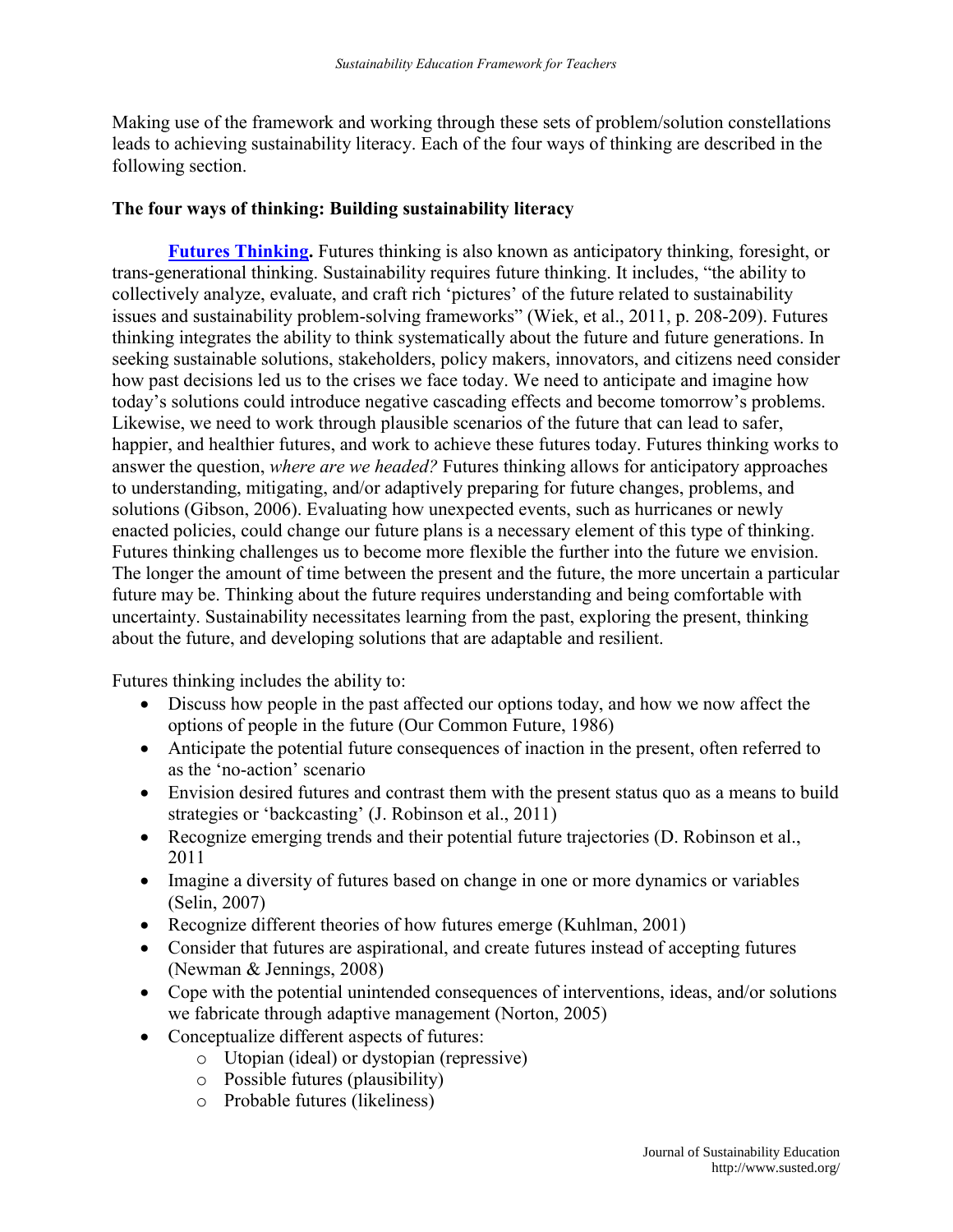Making use of the framework and working through these sets of problem/solution constellations leads to achieving sustainability literacy. Each of the four ways of thinking are described in the following section.

**The four ways of thinking: Building sustainability literacy**

**Futures Thinking.** Futures thinking is also known as anticipatory thinking, foresight, or trans-generational thinking. Sustainability requires future thinking. It includes, "the ability to collectively analyze, evaluate, and craft rich 'pictures' of the future related to sustainability issues and sustainability problem-solving frameworks" (Wiek, et al., 2011, p. 208-209). Futures thinking integrates the ability to think systematically about the future and future generations. In seeking sustainable solutions, stakeholders, policy makers, innovators, and citizens need consider how past decisions led us to the crises we face today. We need to anticipate and imagine how today's solutions could introduce negative cascading effects and become tomorrow's problems. Likewise, we need to work through plausible scenarios of the future that can lead to safer, happier, and healthier futures, and work to achieve these futures today. Futures thinking works to answer the question, *where are we headed?* Futures thinking allows for anticipatory approaches to understanding, mitigating, and/or adaptively preparing for future changes, problems, and solutions (Gibson, 2006). Evaluating how unexpected events, such as hurricanes or newly enacted policies, could change our future plans is a necessary element of this type of thinking. Futures thinking challenges us to become more flexible the further into the future we envision. The longer the amount of time between the present and the future, the more uncertain a particular future may be. Thinking about the future requires understanding and being comfortable with uncertainty. Sustainability necessitates learning from the past, exploring the present, thinking about the future, and developing solutions that are adaptable and resilient.

Futures thinking includes the ability to:

- Discuss how people in the past affected our options today, and how we now affect the options of people in the future (Our Common Future, 1986)
- Anticipate the potential future consequences of inaction in the present, often referred to as the 'no-action' scenario
- Envision desired futures and contrast them with the present status quo as a means to build strategies or 'backcasting' (J. Robinson et al., 2011)
- Recognize emerging trends and their potential future trajectories (D. Robinson et al., 2011
- Imagine a diversity of futures based on change in one or more dynamics or variables (Selin, 2007)
- Recognize different theories of how futures emerge (Kuhlman, 2001)
- Consider that futures are aspirational, and create futures instead of accepting futures (Newman & Jennings, 2008)
- Cope with the potential unintended consequences of interventions, ideas, and/or solutions we fabricate through adaptive management (Norton, 2005)
- Conceptualize different aspects of futures:
    - Utopian (ideal) or dystopian (repressive)
    - Possible futures (plausibility)
    - Probable futures (likeliness)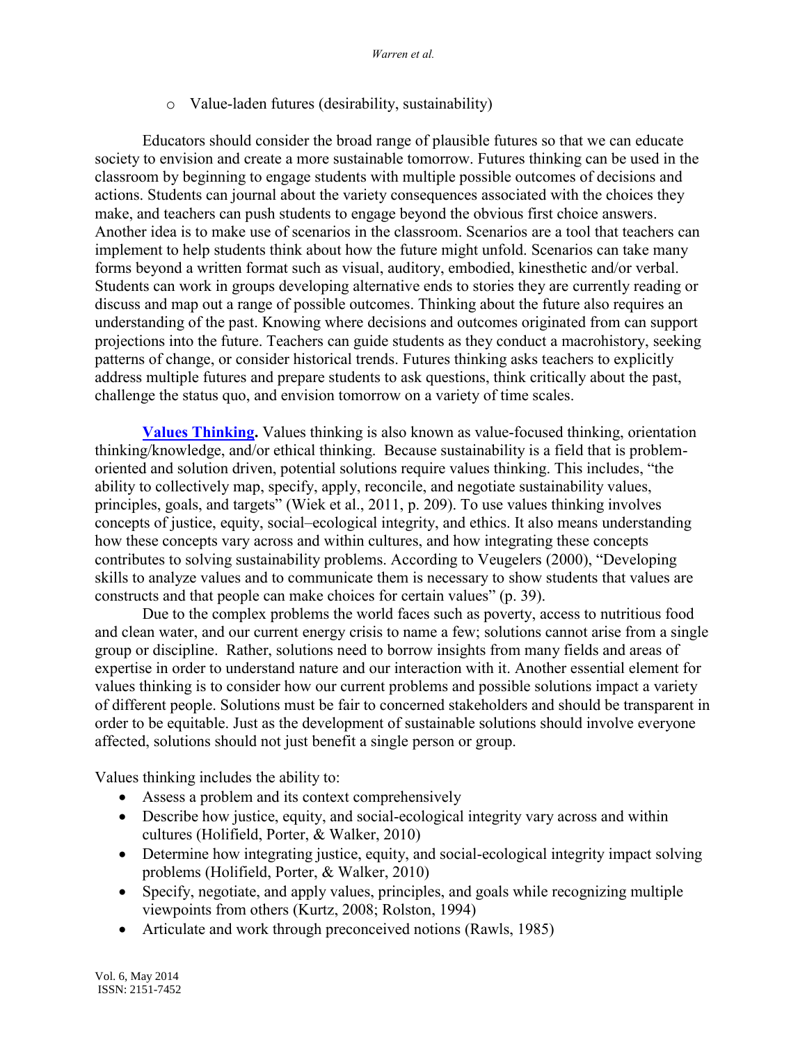- Value-laden futures (desirability, sustainability)

Educators should consider the broad range of plausible futures so that we can educate society to envision and create a more sustainable tomorrow. Futures thinking can be used in the classroom by beginning to engage students with multiple possible outcomes of decisions and actions. Students can journal about the variety consequences associated with the choices they make, and teachers can push students to engage beyond the obvious first choice answers. Another idea is to make use of scenarios in the classroom. Scenarios are a tool that teachers can implement to help students think about how the future might unfold. Scenarios can take many forms beyond a written format such as visual, auditory, embodied, kinesthetic and/or verbal. Students can work in groups developing alternative ends to stories they are currently reading or discuss and map out a range of possible outcomes. Thinking about the future also requires an understanding of the past. Knowing where decisions and outcomes originated from can support projections into the future. Teachers can guide students as they conduct a macrohistory, seeking patterns of change, or consider historical trends. Futures thinking asks teachers to explicitly address multiple futures and prepare students to ask questions, think critically about the past, challenge the status quo, and envision tomorrow on a variety of time scales.

**Values Thinking.** Values thinking is also known as value-focused thinking, orientation thinking/knowledge, and/or ethical thinking. Because sustainability is a field that is problem-oriented and solution driven, potential solutions require values thinking. This includes, "the ability to collectively map, specify, apply, reconcile, and negotiate sustainability values, principles, goals, and targets" (Wiek et al., 2011, p. 209). To use values thinking involves concepts of justice, equity, social–ecological integrity, and ethics. It also means understanding how these concepts vary across and within cultures, and how integrating these concepts contributes to solving sustainability problems. According to Veugelers (2000), "Developing skills to analyze values and to communicate them is necessary to show students that values are constructs and that people can make choices for certain values" (p. 39).

Due to the complex problems the world faces such as poverty, access to nutritious food and clean water, and our current energy crisis to name a few; solutions cannot arise from a single group or discipline. Rather, solutions need to borrow insights from many fields and areas of expertise in order to understand nature and our interaction with it. Another essential element for values thinking is to consider how our current problems and possible solutions impact a variety of different people. Solutions must be fair to concerned stakeholders and should be transparent in order to be equitable. Just as the development of sustainable solutions should involve everyone affected, solutions should not just benefit a single person or group.

Values thinking includes the ability to:

- Assess a problem and its context comprehensively
- Describe how justice, equity, and social-ecological integrity vary across and within cultures (Holifield, Porter, & Walker, 2010)
- Determine how integrating justice, equity, and social-ecological integrity impact solving problems (Holifield, Porter, & Walker, 2010)
- Specify, negotiate, and apply values, principles, and goals while recognizing multiple viewpoints from others (Kurtz, 2008; Rolston, 1994)
- Articulate and work through preconceived notions (Rawls, 1985)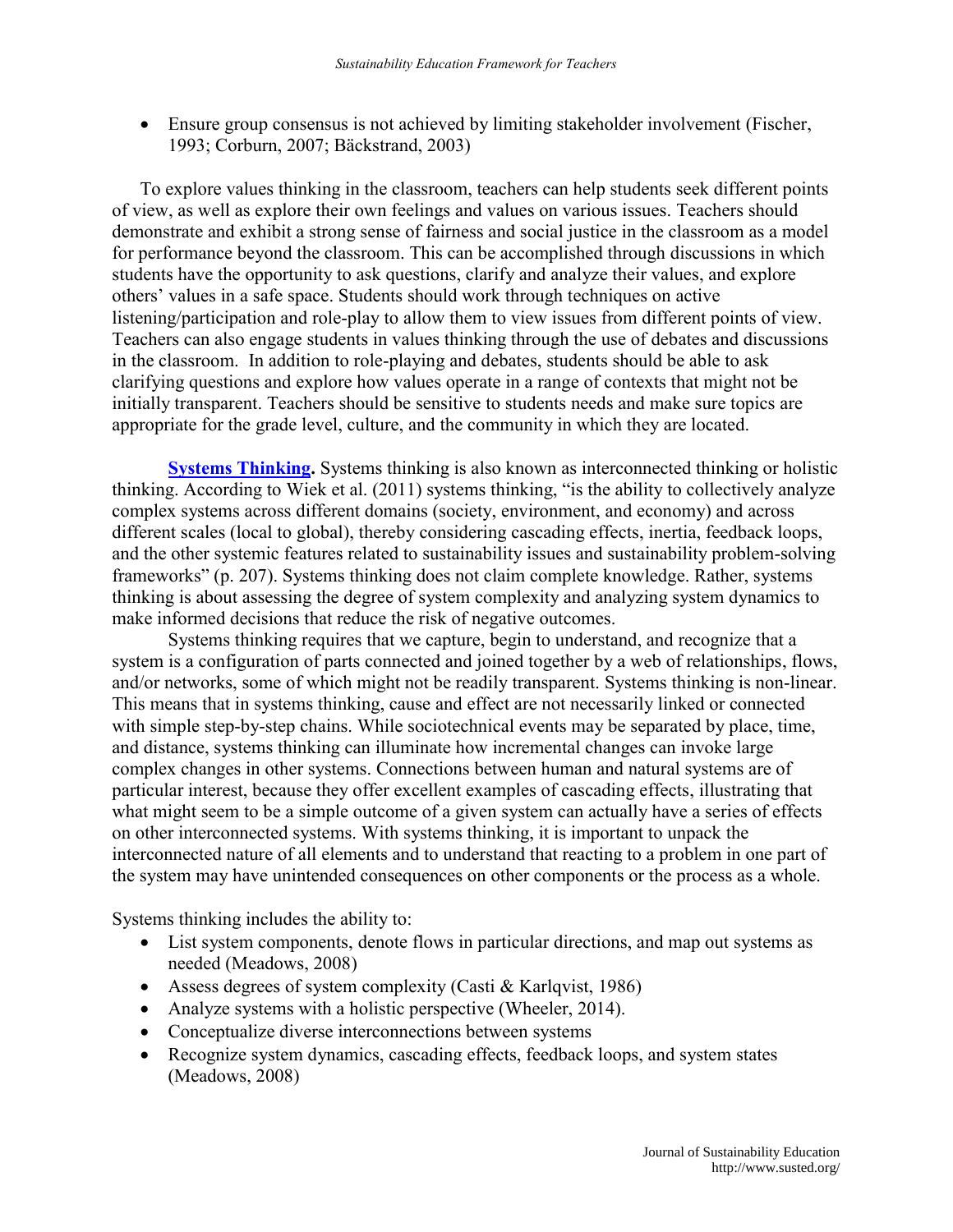- Ensure group consensus is not achieved by limiting stakeholder involvement (Fischer, 1993; Corburn, 2007; Bäckstrand, 2003)

To explore values thinking in the classroom, teachers can help students seek different points of view, as well as explore their own feelings and values on various issues. Teachers should demonstrate and exhibit a strong sense of fairness and social justice in the classroom as a model for performance beyond the classroom. This can be accomplished through discussions in which students have the opportunity to ask questions, clarify and analyze their values, and explore others' values in a safe space. Students should work through techniques on active listening/participation and role-play to allow them to view issues from different points of view. Teachers can also engage students in values thinking through the use of debates and discussions in the classroom. In addition to role-playing and debates, students should be able to ask clarifying questions and explore how values operate in a range of contexts that might not be initially transparent. Teachers should be sensitive to students needs and make sure topics are appropriate for the grade level, culture, and the community in which they are located.

**Systems Thinking.** Systems thinking is also known as interconnected thinking or holistic thinking. According to Wiek et al. (2011) systems thinking, "is the ability to collectively analyze complex systems across different domains (society, environment, and economy) and across different scales (local to global), thereby considering cascading effects, inertia, feedback loops, and the other systemic features related to sustainability issues and sustainability problem-solving frameworks" (p. 207). Systems thinking does not claim complete knowledge. Rather, systems thinking is about assessing the degree of system complexity and analyzing system dynamics to make informed decisions that reduce the risk of negative outcomes.

Systems thinking requires that we capture, begin to understand, and recognize that a system is a configuration of parts connected and joined together by a web of relationships, flows, and/or networks, some of which might not be readily transparent. Systems thinking is non-linear. This means that in systems thinking, cause and effect are not necessarily linked or connected with simple step-by-step chains. While sociotechnical events may be separated by place, time, and distance, systems thinking can illuminate how incremental changes can invoke large complex changes in other systems. Connections between human and natural systems are of particular interest, because they offer excellent examples of cascading effects, illustrating that what might seem to be a simple outcome of a given system can actually have a series of effects on other interconnected systems. With systems thinking, it is important to unpack the interconnected nature of all elements and to understand that reacting to a problem in one part of the system may have unintended consequences on other components or the process as a whole.

Systems thinking includes the ability to:

- List system components, denote flows in particular directions, and map out systems as needed (Meadows, 2008)
- Assess degrees of system complexity (Casti & Karlqvist, 1986)
- Analyze systems with a holistic perspective (Wheeler, 2014).
- Conceptualize diverse interconnections between systems
- Recognize system dynamics, cascading effects, feedback loops, and system states (Meadows, 2008)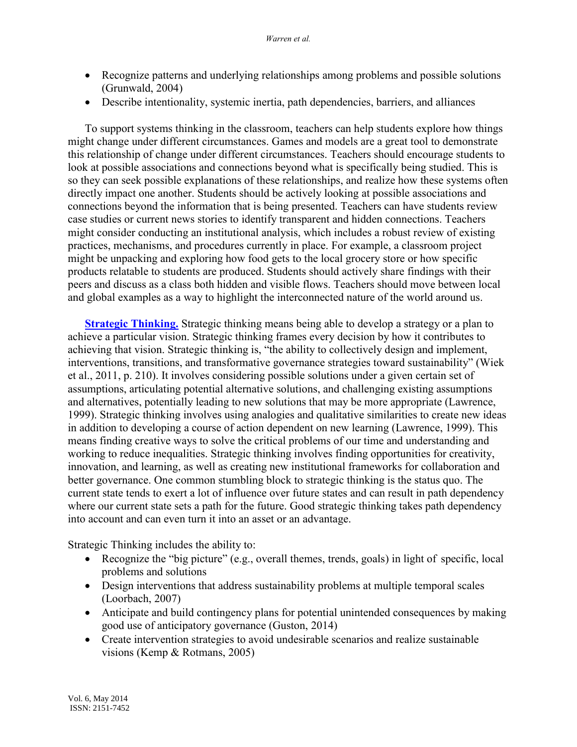- Recognize patterns and underlying relationships among problems and possible solutions (Grunwald, 2004)
- Describe intentionality, systemic inertia, path dependencies, barriers, and alliances

To support systems thinking in the classroom, teachers can help students explore how things might change under different circumstances. Games and models are a great tool to demonstrate this relationship of change under different circumstances. Teachers should encourage students to look at possible associations and connections beyond what is specifically being studied. This is so they can seek possible explanations of these relationships, and realize how these systems often directly impact one another. Students should be actively looking at possible associations and connections beyond the information that is being presented. Teachers can have students review case studies or current news stories to identify transparent and hidden connections. Teachers might consider conducting an institutional analysis, which includes a robust review of existing practices, mechanisms, and procedures currently in place. For example, a classroom project might be unpacking and exploring how food gets to the local grocery store or how specific products relatable to students are produced. Students should actively share findings with their peers and discuss as a class both hidden and visible flows. Teachers should move between local and global examples as a way to highlight the interconnected nature of the world around us.

**Strategic Thinking.** Strategic thinking means being able to develop a strategy or a plan to achieve a particular vision. Strategic thinking frames every decision by how it contributes to achieving that vision. Strategic thinking is, "the ability to collectively design and implement, interventions, transitions, and transformative governance strategies toward sustainability" (Wiek et al., 2011, p. 210). It involves considering possible solutions under a given certain set of assumptions, articulating potential alternative solutions, and challenging existing assumptions and alternatives, potentially leading to new solutions that may be more appropriate (Lawrence, 1999). Strategic thinking involves using analogies and qualitative similarities to create new ideas in addition to developing a course of action dependent on new learning (Lawrence, 1999). This means finding creative ways to solve the critical problems of our time and understanding and working to reduce inequalities. Strategic thinking involves finding opportunities for creativity, innovation, and learning, as well as creating new institutional frameworks for collaboration and better governance. One common stumbling block to strategic thinking is the status quo. The current state tends to exert a lot of influence over future states and can result in path dependency where our current state sets a path for the future. Good strategic thinking takes path dependency into account and can even turn it into an asset or an advantage.

Strategic Thinking includes the ability to:

- Recognize the "big picture" (e.g., overall themes, trends, goals) in light of specific, local problems and solutions
- Design interventions that address sustainability problems at multiple temporal scales (Loorbach, 2007)
- Anticipate and build contingency plans for potential unintended consequences by making good use of anticipatory governance (Guston, 2014)
- Create intervention strategies to avoid undesirable scenarios and realize sustainable visions (Kemp & Rotmans, 2005)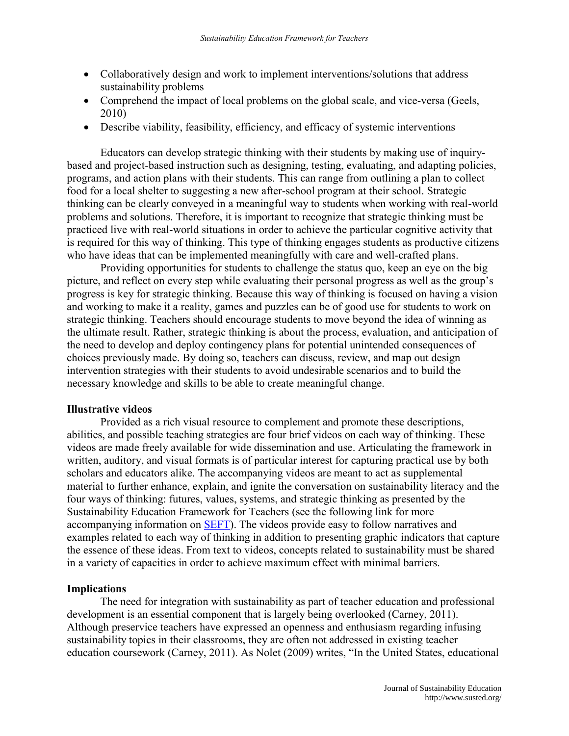- Collaboratively design and work to implement interventions/solutions that address sustainability problems
- Comprehend the impact of local problems on the global scale, and vice-versa (Geels, 2010)
- Describe viability, feasibility, efficiency, and efficacy of systemic interventions

Educators can develop strategic thinking with their students by making use of inquiry-based and project-based instruction such as designing, testing, evaluating, and adapting policies, programs, and action plans with their students. This can range from outlining a plan to collect food for a local shelter to suggesting a new after-school program at their school. Strategic thinking can be clearly conveyed in a meaningful way to students when working with real-world problems and solutions. Therefore, it is important to recognize that strategic thinking must be practiced live with real-world situations in order to achieve the particular cognitive activity that is required for this way of thinking. This type of thinking engages students as productive citizens who have ideas that can be implemented meaningfully with care and well-crafted plans.

Providing opportunities for students to challenge the status quo, keep an eye on the big picture, and reflect on every step while evaluating their personal progress as well as the group's progress is key for strategic thinking. Because this way of thinking is focused on having a vision and working to make it a reality, games and puzzles can be of good use for students to work on strategic thinking. Teachers should encourage students to move beyond the idea of winning as the ultimate result. Rather, strategic thinking is about the process, evaluation, and anticipation of the need to develop and deploy contingency plans for potential unintended consequences of choices previously made. By doing so, teachers can discuss, review, and map out design intervention strategies with their students to avoid undesirable scenarios and to build the necessary knowledge and skills to be able to create meaningful change.

**Illustrative videos**

Provided as a rich visual resource to complement and promote these descriptions, abilities, and possible teaching strategies are four brief videos on each way of thinking. These videos are made freely available for wide dissemination and use. Articulating the framework in written, auditory, and visual formats is of particular interest for capturing practical use by both scholars and educators alike. The accompanying videos are meant to act as supplemental material to further enhance, explain, and ignite the conversation on sustainability literacy and the four ways of thinking: futures, values, systems, and strategic thinking as presented by the Sustainability Education Framework for Teachers (see the following link for more accompanying information on SEFT). The videos provide easy to follow narratives and examples related to each way of thinking in addition to presenting graphic indicators that capture the essence of these ideas. From text to videos, concepts related to sustainability must be shared in a variety of capacities in order to achieve maximum effect with minimal barriers.

**Implications**

The need for integration with sustainability as part of teacher education and professional development is an essential component that is largely being overlooked (Carney, 2011). Although preservice teachers have expressed an openness and enthusiasm regarding infusing sustainability topics in their classrooms, they are often not addressed in existing teacher education coursework (Carney, 2011). As Nolet (2009) writes, "In the United States, educational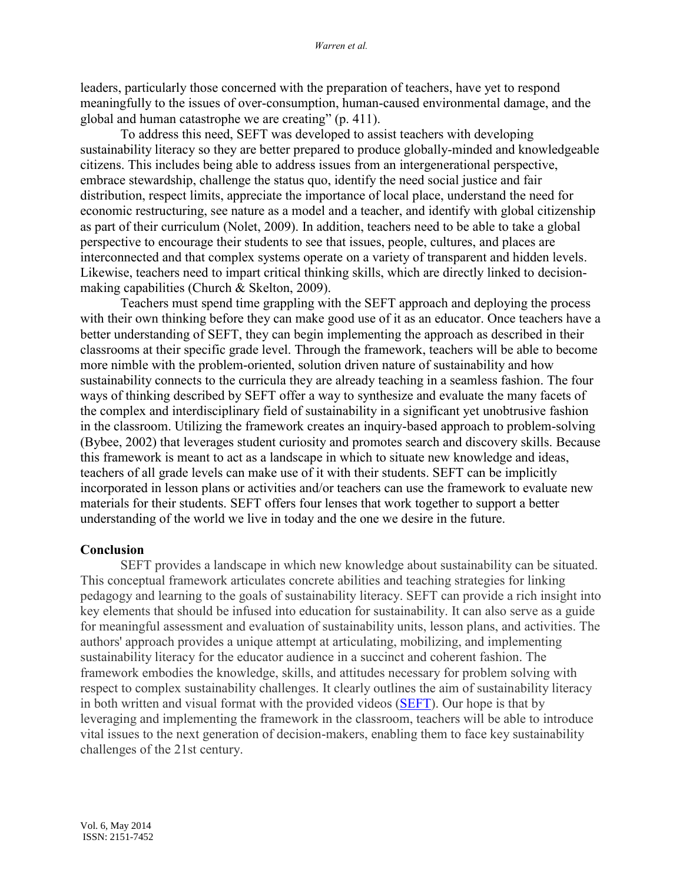leaders, particularly those concerned with the preparation of teachers, have yet to respond meaningfully to the issues of over-consumption, human-caused environmental damage, and the global and human catastrophe we are creating" (p. 411).

To address this need, SEFT was developed to assist teachers with developing sustainability literacy so they are better prepared to produce globally-minded and knowledgeable citizens. This includes being able to address issues from an intergenerational perspective, embrace stewardship, challenge the status quo, identify the need social justice and fair distribution, respect limits, appreciate the importance of local place, understand the need for economic restructuring, see nature as a model and a teacher, and identify with global citizenship as part of their curriculum (Nolet, 2009). In addition, teachers need to be able to take a global perspective to encourage their students to see that issues, people, cultures, and places are interconnected and that complex systems operate on a variety of transparent and hidden levels. Likewise, teachers need to impart critical thinking skills, which are directly linked to decision-making capabilities (Church & Skelton, 2009).

Teachers must spend time grappling with the SEFT approach and deploying the process with their own thinking before they can make good use of it as an educator. Once teachers have a better understanding of SEFT, they can begin implementing the approach as described in their classrooms at their specific grade level. Through the framework, teachers will be able to become more nimble with the problem-oriented, solution driven nature of sustainability and how sustainability connects to the curricula they are already teaching in a seamless fashion. The four ways of thinking described by SEFT offer a way to synthesize and evaluate the many facets of the complex and interdisciplinary field of sustainability in a significant yet unobtrusive fashion in the classroom. Utilizing the framework creates an inquiry-based approach to problem-solving (Bybee, 2002) that leverages student curiosity and promotes search and discovery skills. Because this framework is meant to act as a landscape in which to situate new knowledge and ideas, teachers of all grade levels can make use of it with their students. SEFT can be implicitly incorporated in lesson plans or activities and/or teachers can use the framework to evaluate new materials for their students. SEFT offers four lenses that work together to support a better understanding of the world we live in today and the one we desire in the future.

## Conclusion

SEFT provides a landscape in which new knowledge about sustainability can be situated. This conceptual framework articulates concrete abilities and teaching strategies for linking pedagogy and learning to the goals of sustainability literacy. SEFT can provide a rich insight into key elements that should be infused into education for sustainability. It can also serve as a guide for meaningful assessment and evaluation of sustainability units, lesson plans, and activities. The authors' approach provides a unique attempt at articulating, mobilizing, and implementing sustainability literacy for the educator audience in a succinct and coherent fashion. The framework embodies the knowledge, skills, and attitudes necessary for problem solving with respect to complex sustainability challenges. It clearly outlines the aim of sustainability literacy in both written and visual format with the provided videos (SEFT). Our hope is that by leveraging and implementing the framework in the classroom, teachers will be able to introduce vital issues to the next generation of decision-makers, enabling them to face key sustainability challenges of the 21st century.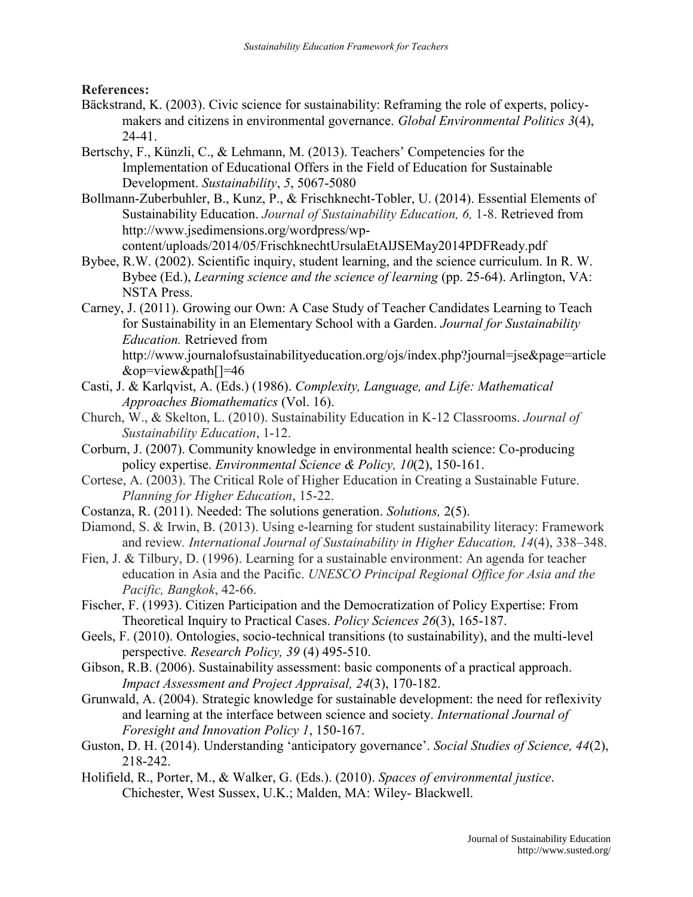**References:**

Bäckstrand, K. (2003). Civic science for sustainability: Reframing the role of experts, policy-makers and citizens in environmental governance. *Global Environmental Politics 3*(4), 24-41.

Bertschy, F., Künzli, C., & Lehmann, M. (2013). Teachers' Competencies for the Implementation of Educational Offers in the Field of Education for Sustainable Development. *Sustainability*, *5*, 5067-5080

Bollmann-Zuberbuhler, B., Kunz, P., & Frischknecht-Tobler, U. (2014). Essential Elements of Sustainability Education. *Journal of Sustainability Education, 6,* 1-8. Retrieved from http://www.jsedimensions.org/wordpress/wp-content/uploads/2014/05/FrischknechtUrsulaEtAlJSEMay2014PDFReady.pdf

Bybee, R.W. (2002). Scientific inquiry, student learning, and the science curriculum. In R. W. Bybee (Ed.), *Learning science and the science of learning* (pp. 25-64). Arlington, VA: NSTA Press.

Carney, J. (2011). Growing our Own: A Case Study of Teacher Candidates Learning to Teach for Sustainability in an Elementary School with a Garden. *Journal for Sustainability Education.* Retrieved from http://www.journalofsustainabilityeducation.org/ojs/index.php?journal=jse&page=article&op=view&path[]=46

Casti, J. & Karlqvist, A. (Eds.) (1986). *Complexity, Language, and Life: Mathematical Approaches Biomathematics* (Vol. 16).

Church, W., & Skelton, L. (2010). Sustainability Education in K-12 Classrooms. *Journal of Sustainability Education*, 1-12.

Corburn, J. (2007). Community knowledge in environmental health science: Co-producing policy expertise. *Environmental Science & Policy, 10*(2), 150-161.

Cortese, A. (2003). The Critical Role of Higher Education in Creating a Sustainable Future. *Planning for Higher Education*, 15-22.

Costanza, R. (2011). Needed: The solutions generation. *Solutions,* 2(5).

Diamond, S. & Irwin, B. (2013). Using e-learning for student sustainability literacy: Framework and review*. International Journal of Sustainability in Higher Education, 14*(4), 338–348.

Fien, J. & Tilbury, D. (1996). Learning for a sustainable environment: An agenda for teacher education in Asia and the Pacific. *UNESCO Principal Regional Office for Asia and the Pacific, Bangkok*, 42-66.

Fischer, F. (1993). Citizen Participation and the Democratization of Policy Expertise: From Theoretical Inquiry to Practical Cases. *Policy Sciences 26*(3), 165-187.

Geels, F. (2010). Ontologies, socio-technical transitions (to sustainability), and the multi-level perspective*. Research Policy, 39* (4) 495-510.

Gibson, R.B. (2006). Sustainability assessment: basic components of a practical approach. *Impact Assessment and Project Appraisal, 24*(3), 170-182.

Grunwald, A. (2004). Strategic knowledge for sustainable development: the need for reflexivity and learning at the interface between science and society. *International Journal of Foresight and Innovation Policy 1*, 150-167.

Guston, D. H. (2014). Understanding 'anticipatory governance'. *Social Studies of Science, 44*(2), 218-242.

Holifield, R., Porter, M., & Walker, G. (Eds.). (2010). *Spaces of environmental justice*. Chichester, West Sussex, U.K.; Malden, MA: Wiley- Blackwell.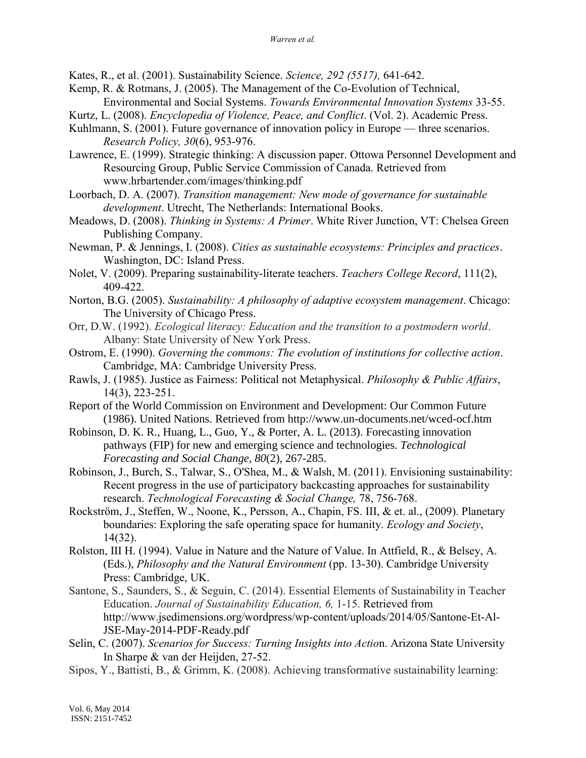Kates, R., et al. (2001). Sustainability Science. *Science, 292 (5517),* 641-642.

Kemp, R. & Rotmans, J. (2005). The Management of the Co-Evolution of Technical, Environmental and Social Systems. *Towards Environmental Innovation Systems* 33-55.

Kurtz, L. (2008). *Encyclopedia of Violence, Peace, and Conflict*. (Vol. 2). Academic Press.

Kuhlmann, S. (2001). Future governance of innovation policy in Europe — three scenarios. *Research Policy, 30*(6), 953-976.

Lawrence, E. (1999). Strategic thinking: A discussion paper. Ottowa Personnel Development and Resourcing Group, Public Service Commission of Canada. Retrieved from www.hrbartender.com/images/thinking.pdf

Loorbach, D. A. (2007). *Transition management: New mode of governance for sustainable development*. Utrecht, The Netherlands: International Books.

Meadows, D. (2008). *Thinking in Systems: A Primer*. White River Junction, VT: Chelsea Green Publishing Company.

Newman, P. & Jennings, I. (2008). *Cities as sustainable ecosystems: Principles and practices*. Washington, DC: Island Press.

Nolet, V. (2009). Preparing sustainability-literate teachers. *Teachers College Record*, 111(2), 409-422.

Norton, B.G. (2005). *Sustainability: A philosophy of adaptive ecosystem management*. Chicago: The University of Chicago Press.

Orr, D.W. (1992). *Ecological literacy: Education and the transition to a postmodern world*. Albany: State University of New York Press.

Ostrom, E. (1990). *Governing the commons: The evolution of institutions for collective action*. Cambridge, MA: Cambridge University Press.

Rawls, J. (1985). Justice as Fairness: Political not Metaphysical. *Philosophy & Public Affairs*, 14(3), 223-251.

Report of the World Commission on Environment and Development: Our Common Future (1986). United Nations. Retrieved from http://www.un-documents.net/wced-ocf.htm

Robinson, D. K. R., Huang, L., Guo, Y., & Porter, A. L. (2013). Forecasting innovation pathways (FIP) for new and emerging science and technologies. *Technological Forecasting and Social Change, 80*(2), 267-285.

Robinson, J., Burch, S., Talwar, S., O'Shea, M., & Walsh, M. (2011). Envisioning sustainability: Recent progress in the use of participatory backcasting approaches for sustainability research. *Technological Forecasting & Social Change,* 78, 756-768.

Rockström, J., Steffen, W., Noone, K., Persson, A., Chapin, FS. III, & et. al., (2009). Planetary boundaries: Exploring the safe operating space for humanity. *Ecology and Society*, 14(32).

Rolston, III H. (1994). Value in Nature and the Nature of Value. In Attfield, R., & Belsey, A. (Eds.), *Philosophy and the Natural Environment* (pp. 13-30). Cambridge University Press: Cambridge, UK.

Santone, S., Saunders, S., & Seguin, C. (2014). Essential Elements of Sustainability in Teacher Education. *Journal of Sustainability Education, 6,* 1-15. Retrieved from http://www.jsedimensions.org/wordpress/wp-content/uploads/2014/05/Santone-Et-Al-JSE-May-2014-PDF-Ready.pdf

Selin, C. (2007). *Scenarios for Success: Turning Insights into Actio*n. Arizona State University In Sharpe & van der Heijden, 27-52.

Sipos, Y., Battisti, B., & Grimm, K. (2008). Achieving transformative sustainability learning: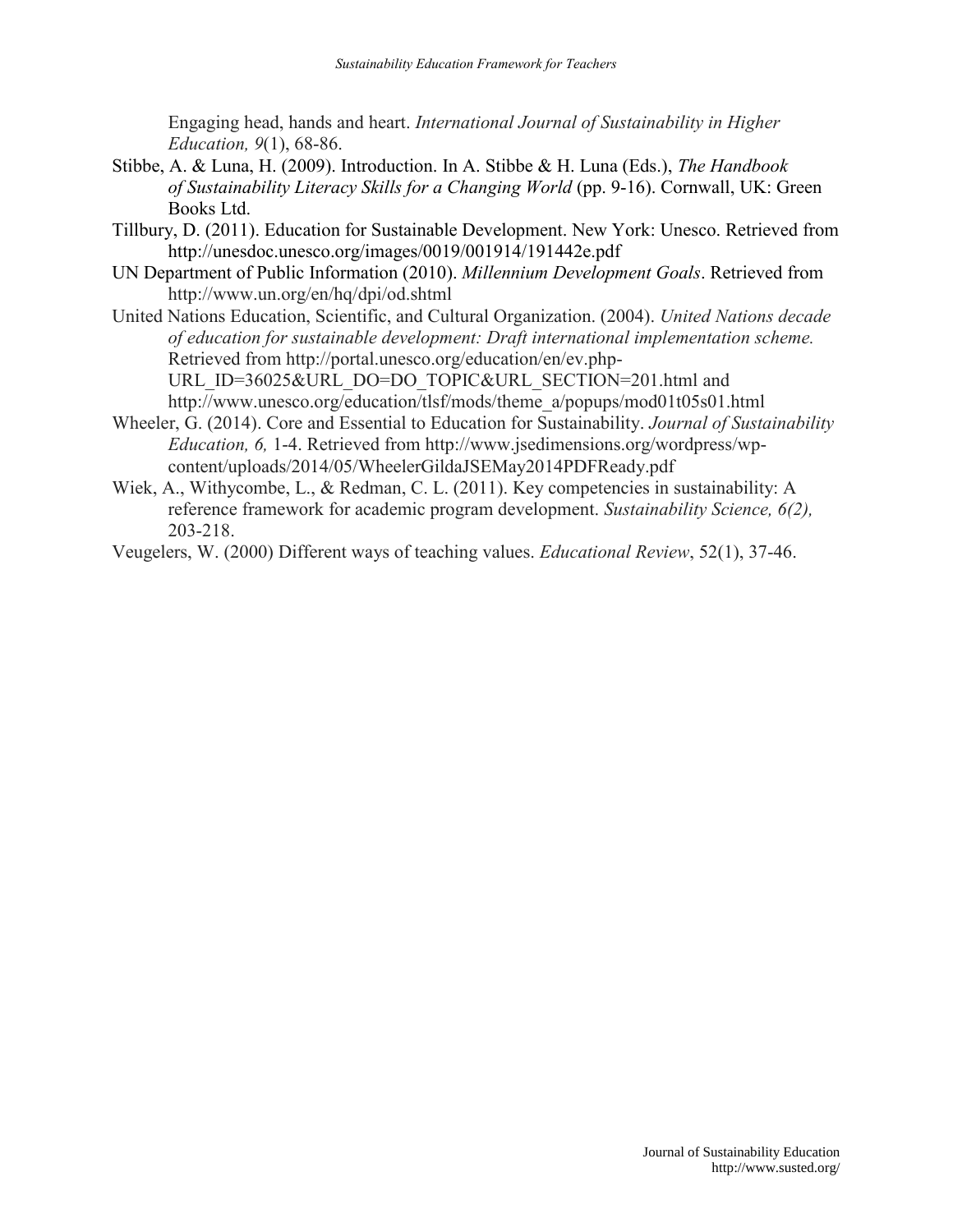Engaging head, hands and heart. *International Journal of Sustainability in Higher Education, 9*(1), 68-86.

Stibbe, A. & Luna, H. (2009). Introduction. In A. Stibbe & H. Luna (Eds.), *The Handbook of Sustainability Literacy Skills for a Changing World* (pp. 9-16). Cornwall, UK: Green Books Ltd.

Tillbury, D. (2011). Education for Sustainable Development. New York: Unesco. Retrieved from http://unesdoc.unesco.org/images/0019/001914/191442e.pdf

UN Department of Public Information (2010). *Millennium Development Goals*. Retrieved from http://www.un.org/en/hq/dpi/od.shtml

United Nations Education, Scientific, and Cultural Organization. (2004). *United Nations decade of education for sustainable development: Draft international implementation scheme.* Retrieved from http://portal.unesco.org/education/en/ev.php-URL_ID=36025&URL_DO=DO_TOPIC&URL_SECTION=201.html and http://www.unesco.org/education/tlsf/mods/theme_a/popups/mod01t05s01.html

Wheeler, G. (2014). Core and Essential to Education for Sustainability. *Journal of Sustainability Education, 6,* 1-4. Retrieved from http://www.jsedimensions.org/wordpress/wp-content/uploads/2014/05/WheelerGildaJSEMay2014PDFReady.pdf

Wiek, A., Withycombe, L., & Redman, C. L. (2011). Key competencies in sustainability: A reference framework for academic program development. *Sustainability Science, 6(2),* 203-218.

Veugelers, W. (2000) Different ways of teaching values. *Educational Review*, 52(1), 37-46.